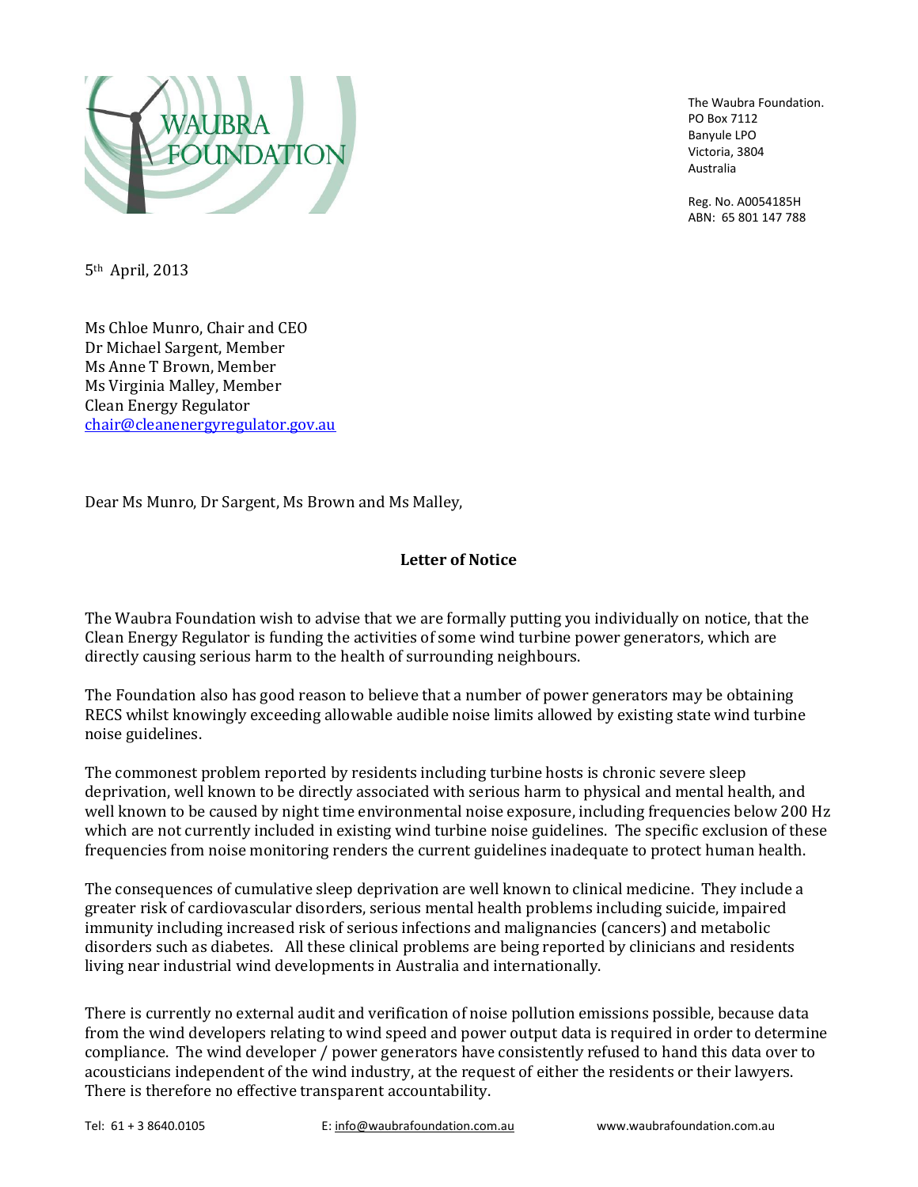The Waubra Foundation.
PO Box 7112
Banyule LPO
Victoria, 3804
Australia

Reg. No. A0054185H
ABN: 65 801 147 788

5th April, 2013

Ms Chloe Munro, Chair and CEO
Dr Michael Sargent, Member
Ms Anne T Brown, Member
Ms Virginia Malley, Member
Clean Energy Regulator
chair@cleanenergyregulator.gov.au

Dear Ms Munro, Dr Sargent, Ms Brown and Ms Malley,

**Letter of Notice**

The Waubra Foundation wish to advise that we are formally putting you individually on notice, that the Clean Energy Regulator is funding the activities of some wind turbine power generators, which are directly causing serious harm to the health of surrounding neighbours.

The Foundation also has good reason to believe that a number of power generators may be obtaining RECS whilst knowingly exceeding allowable audible noise limits allowed by existing state wind turbine noise guidelines.

The commonest problem reported by residents including turbine hosts is chronic severe sleep deprivation, well known to be directly associated with serious harm to physical and mental health, and well known to be caused by night time environmental noise exposure, including frequencies below 200 Hz which are not currently included in existing wind turbine noise guidelines. The specific exclusion of these frequencies from noise monitoring renders the current guidelines inadequate to protect human health.

The consequences of cumulative sleep deprivation are well known to clinical medicine. They include a greater risk of cardiovascular disorders, serious mental health problems including suicide, impaired immunity including increased risk of serious infections and malignancies (cancers) and metabolic disorders such as diabetes. All these clinical problems are being reported by clinicians and residents living near industrial wind developments in Australia and internationally.

There is currently no external audit and verification of noise pollution emissions possible, because data from the wind developers relating to wind speed and power output data is required in order to determine compliance. The wind developer / power generators have consistently refused to hand this data over to acousticians independent of the wind industry, at the request of either the residents or their lawyers. There is therefore no effective transparent accountability.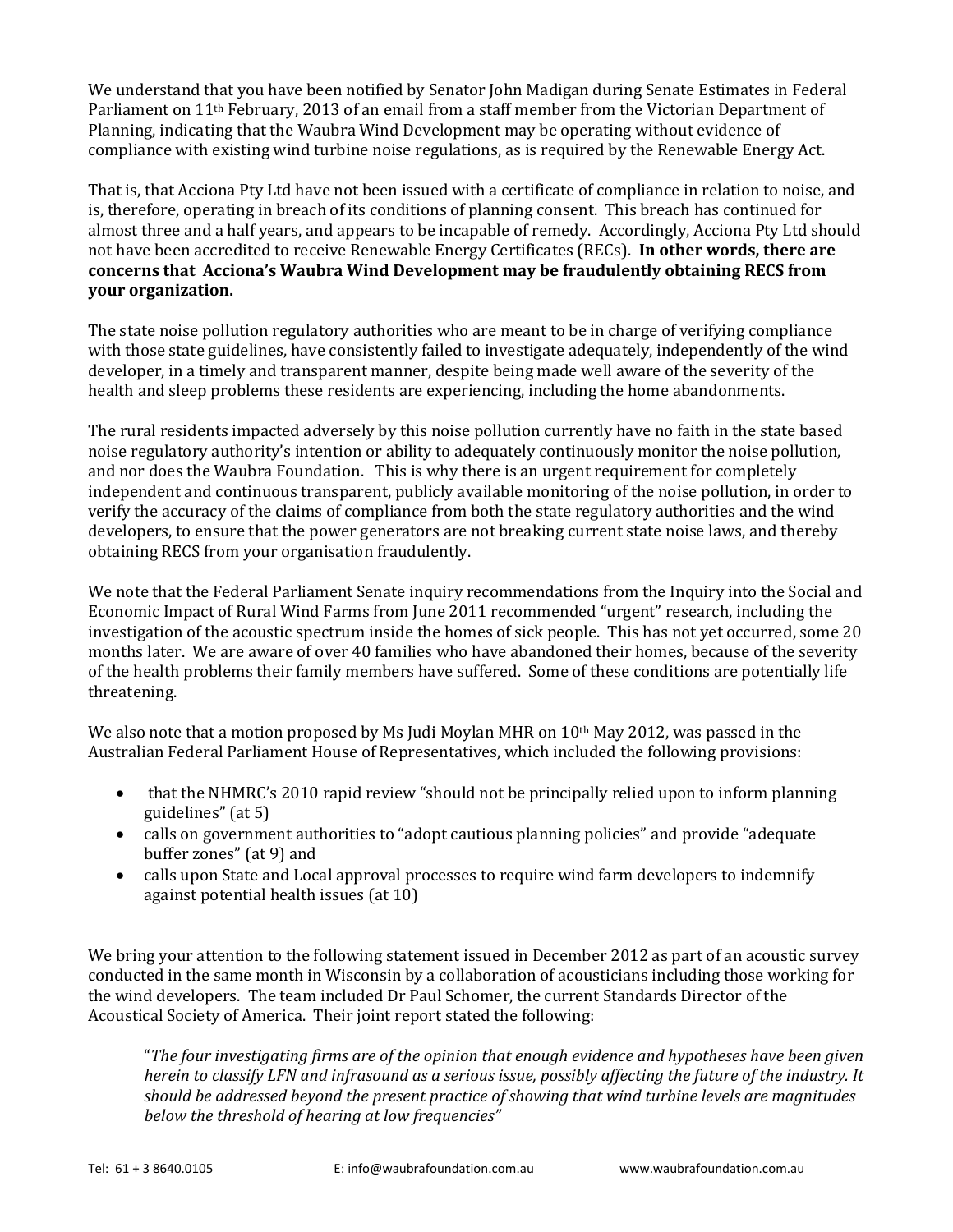We understand that you have been notified by Senator John Madigan during Senate Estimates in Federal Parliament on 11th February, 2013 of an email from a staff member from the Victorian Department of Planning, indicating that the Waubra Wind Development may be operating without evidence of compliance with existing wind turbine noise regulations, as is required by the Renewable Energy Act.

That is, that Acciona Pty Ltd have not been issued with a certificate of compliance in relation to noise, and is, therefore, operating in breach of its conditions of planning consent. This breach has continued for almost three and a half years, and appears to be incapable of remedy. Accordingly, Acciona Pty Ltd should not have been accredited to receive Renewable Energy Certificates (RECs). **In other words, there are concerns that Acciona's Waubra Wind Development may be fraudulently obtaining RECS from your organization.**

The state noise pollution regulatory authorities who are meant to be in charge of verifying compliance with those state guidelines, have consistently failed to investigate adequately, independently of the wind developer, in a timely and transparent manner, despite being made well aware of the severity of the health and sleep problems these residents are experiencing, including the home abandonments.

The rural residents impacted adversely by this noise pollution currently have no faith in the state based noise regulatory authority's intention or ability to adequately continuously monitor the noise pollution, and nor does the Waubra Foundation. This is why there is an urgent requirement for completely independent and continuous transparent, publicly available monitoring of the noise pollution, in order to verify the accuracy of the claims of compliance from both the state regulatory authorities and the wind developers, to ensure that the power generators are not breaking current state noise laws, and thereby obtaining RECS from your organisation fraudulently.

We note that the Federal Parliament Senate inquiry recommendations from the Inquiry into the Social and Economic Impact of Rural Wind Farms from June 2011 recommended "urgent" research, including the investigation of the acoustic spectrum inside the homes of sick people. This has not yet occurred, some 20 months later. We are aware of over 40 families who have abandoned their homes, because of the severity of the health problems their family members have suffered. Some of these conditions are potentially life threatening.

We also note that a motion proposed by Ms Judi Moylan MHR on 10th May 2012, was passed in the Australian Federal Parliament House of Representatives, which included the following provisions:

- that the NHMRC's 2010 rapid review "should not be principally relied upon to inform planning guidelines" (at 5)
- calls on government authorities to "adopt cautious planning policies" and provide "adequate buffer zones" (at 9) and
- calls upon State and Local approval processes to require wind farm developers to indemnify against potential health issues (at 10)

We bring your attention to the following statement issued in December 2012 as part of an acoustic survey conducted in the same month in Wisconsin by a collaboration of acousticians including those working for the wind developers. The team included Dr Paul Schomer, the current Standards Director of the Acoustical Society of America. Their joint report stated the following:

> "*The four investigating firms are of the opinion that enough evidence and hypotheses have been given herein to classify LFN and infrasound as a serious issue, possibly affecting the future of the industry. It should be addressed beyond the present practice of showing that wind turbine levels are magnitudes below the threshold of hearing at low frequencies*"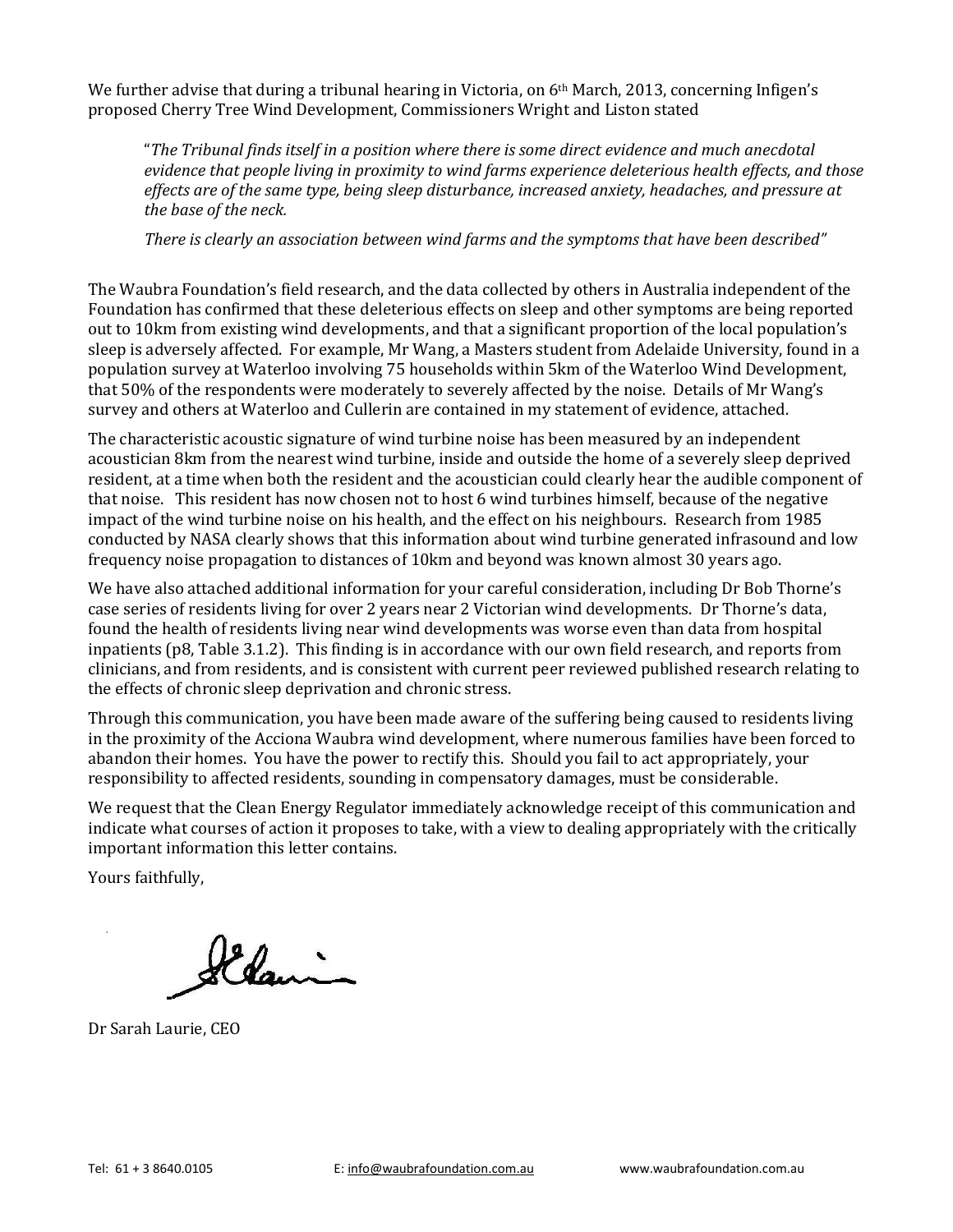We further advise that during a tribunal hearing in Victoria, on 6th March, 2013, concerning Infigen's proposed Cherry Tree Wind Development, Commissioners Wright and Liston stated

> "*The Tribunal finds itself in a position where there is some direct evidence and much anecdotal evidence that people living in proximity to wind farms experience deleterious health effects, and those effects are of the same type, being sleep disturbance, increased anxiety, headaches, and pressure at the base of the neck.*
>
> *There is clearly an association between wind farms and the symptoms that have been described"*

The Waubra Foundation's field research, and the data collected by others in Australia independent of the Foundation has confirmed that these deleterious effects on sleep and other symptoms are being reported out to 10km from existing wind developments, and that a significant proportion of the local population's sleep is adversely affected. For example, Mr Wang, a Masters student from Adelaide University, found in a population survey at Waterloo involving 75 households within 5km of the Waterloo Wind Development, that 50% of the respondents were moderately to severely affected by the noise. Details of Mr Wang's survey and others at Waterloo and Cullerin are contained in my statement of evidence, attached.

The characteristic acoustic signature of wind turbine noise has been measured by an independent acoustician 8km from the nearest wind turbine, inside and outside the home of a severely sleep deprived resident, at a time when both the resident and the acoustician could clearly hear the audible component of that noise. This resident has now chosen not to host 6 wind turbines himself, because of the negative impact of the wind turbine noise on his health, and the effect on his neighbours. Research from 1985 conducted by NASA clearly shows that this information about wind turbine generated infrasound and low frequency noise propagation to distances of 10km and beyond was known almost 30 years ago.

We have also attached additional information for your careful consideration, including Dr Bob Thorne's case series of residents living for over 2 years near 2 Victorian wind developments. Dr Thorne's data, found the health of residents living near wind developments was worse even than data from hospital inpatients (p8, Table 3.1.2). This finding is in accordance with our own field research, and reports from clinicians, and from residents, and is consistent with current peer reviewed published research relating to the effects of chronic sleep deprivation and chronic stress.

Through this communication, you have been made aware of the suffering being caused to residents living in the proximity of the Acciona Waubra wind development, where numerous families have been forced to abandon their homes. You have the power to rectify this. Should you fail to act appropriately, your responsibility to affected residents, sounding in compensatory damages, must be considerable.

We request that the Clean Energy Regulator immediately acknowledge receipt of this communication and indicate what courses of action it proposes to take, with a view to dealing appropriately with the critically important information this letter contains.

Yours faithfully,

Dr Sarah Laurie, CEO

Tel: 61 + 3 8640.0105 E: info@waubrafoundation.com.au www.waubrafoundation.com.au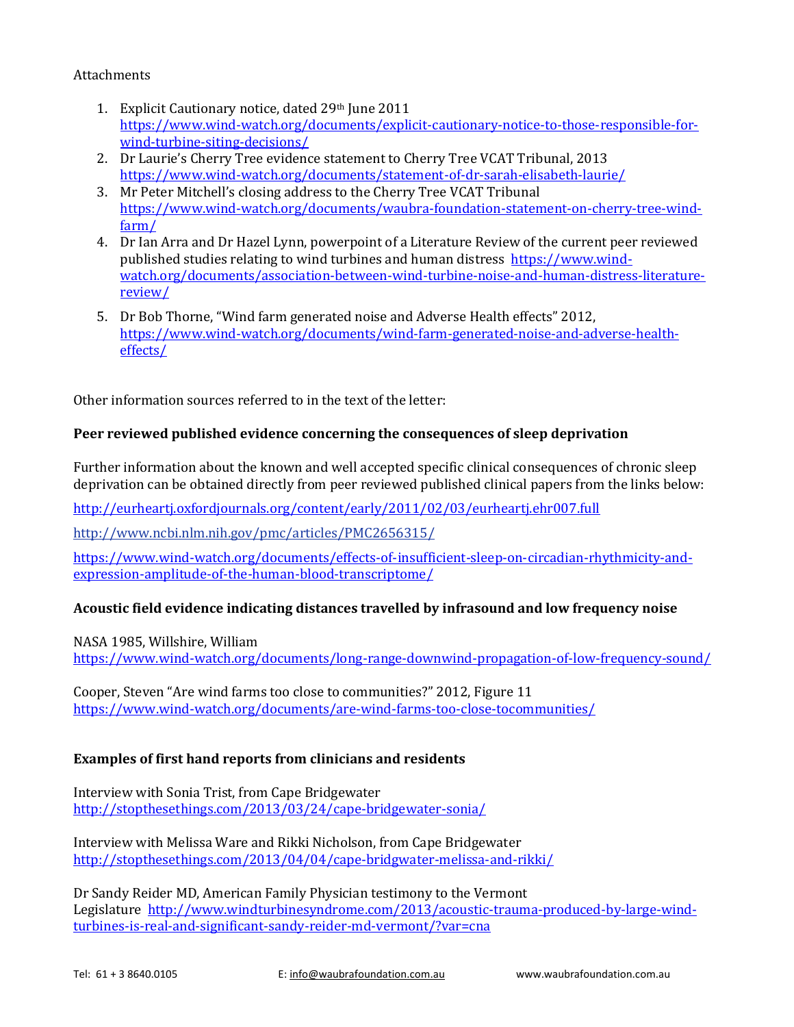Attachments

1. Explicit Cautionary notice, dated 29th June 2011 https://www.wind-watch.org/documents/explicit-cautionary-notice-to-those-responsible-for-wind-turbine-siting-decisions/
2. Dr Laurie's Cherry Tree evidence statement to Cherry Tree VCAT Tribunal, 2013 https://www.wind-watch.org/documents/statement-of-dr-sarah-elisabeth-laurie/
3. Mr Peter Mitchell's closing address to the Cherry Tree VCAT Tribunal https://www.wind-watch.org/documents/waubra-foundation-statement-on-cherry-tree-wind-farm/
4. Dr Ian Arra and Dr Hazel Lynn, powerpoint of a Literature Review of the current peer reviewed published studies relating to wind turbines and human distress https://www.wind-watch.org/documents/association-between-wind-turbine-noise-and-human-distress-literature-review/
5. Dr Bob Thorne, "Wind farm generated noise and Adverse Health effects" 2012, https://www.wind-watch.org/documents/wind-farm-generated-noise-and-adverse-health-effects/

Other information sources referred to in the text of the letter:

**Peer reviewed published evidence concerning the consequences of sleep deprivation**

Further information about the known and well accepted specific clinical consequences of chronic sleep deprivation can be obtained directly from peer reviewed published clinical papers from the links below:

http://eurheartj.oxfordjournals.org/content/early/2011/02/03/eurheartj.ehr007.full

http://www.ncbi.nlm.nih.gov/pmc/articles/PMC2656315/

https://www.wind-watch.org/documents/effects-of-insufficient-sleep-on-circadian-rhythmicity-and-expression-amplitude-of-the-human-blood-transcriptome/

**Acoustic field evidence indicating distances travelled by infrasound and low frequency noise**

NASA 1985, Willshire, William
https://www.wind-watch.org/documents/long-range-downwind-propagation-of-low-frequency-sound/

Cooper, Steven "Are wind farms too close to communities?" 2012, Figure 11
https://www.wind-watch.org/documents/are-wind-farms-too-close-tocommunities/

**Examples of first hand reports from clinicians and residents**

Interview with Sonia Trist, from Cape Bridgewater
http://stopthesethings.com/2013/03/24/cape-bridgewater-sonia/

Interview with Melissa Ware and Rikki Nicholson, from Cape Bridgewater
http://stopthesethings.com/2013/04/04/cape-bridgwater-melissa-and-rikki/

Dr Sandy Reider MD, American Family Physician testimony to the Vermont Legislature http://www.windturbinesyndrome.com/2013/acoustic-trauma-produced-by-large-wind-turbines-is-real-and-significant-sandy-reider-md-vermont/?var=cna